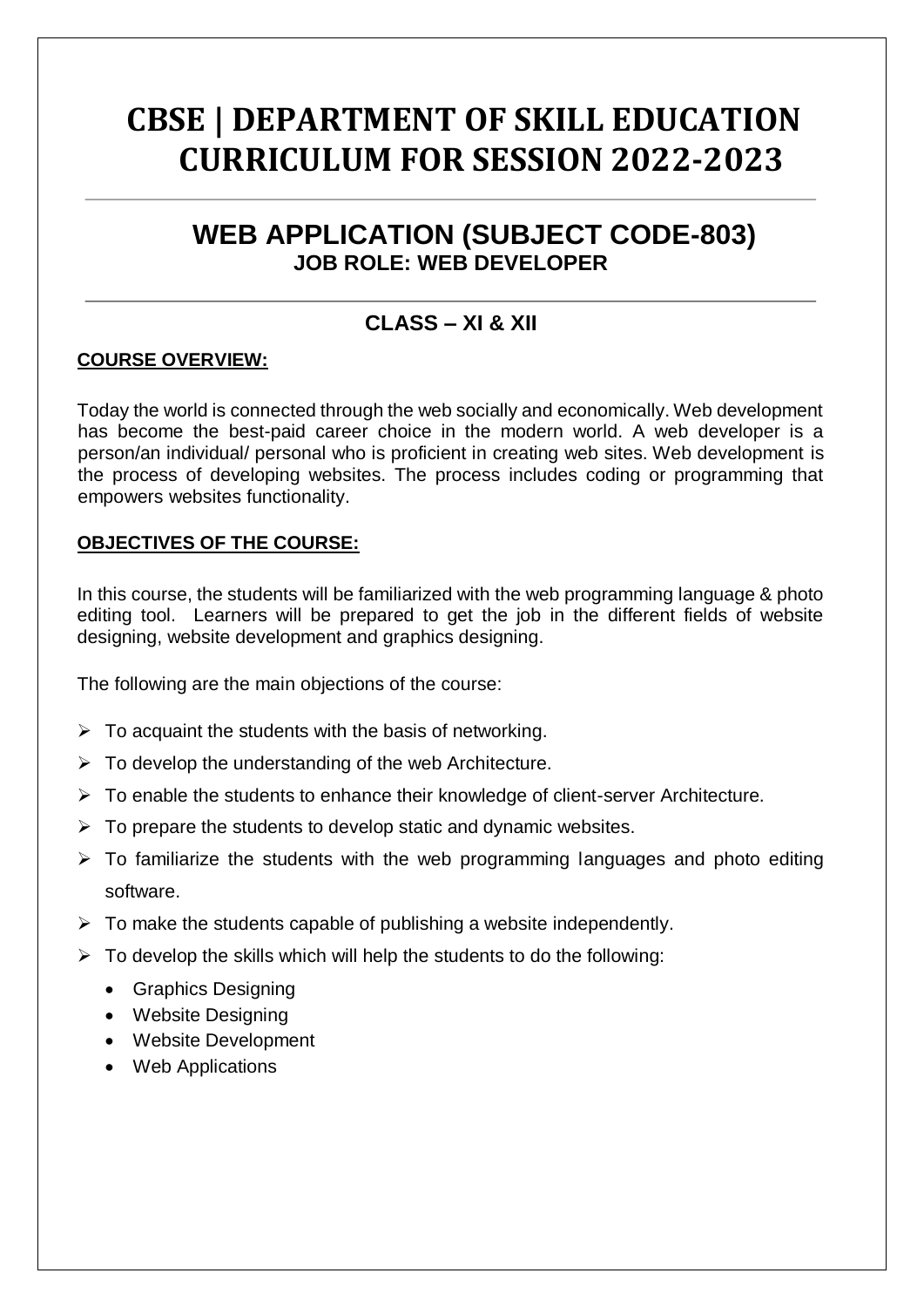# CBSE | DEPARTMENT OF SKILL EDUCATION CURRICULUM FOR SESSION 2022-2023

## WEB APPLICATION (SUBJECT CODE-803)

### JOB ROLE: WEB DEVELOPER

### CLASS – XI & XII

**COURSE OVERVIEW:**

Today the world is connected through the web socially and economically. Web development has become the best-paid career choice in the modern world. A web developer is a person/an individual/ personal who is proficient in creating web sites. Web development is the process of developing websites. The process includes coding or programming that empowers websites functionality.

**OBJECTIVES OF THE COURSE:**

In this course, the students will be familiarized with the web programming language & photo editing tool. Learners will be prepared to get the job in the different fields of website designing, website development and graphics designing.

The following are the main objections of the course:

- To acquaint the students with the basis of networking.
- To develop the understanding of the web Architecture.
- To enable the students to enhance their knowledge of client-server Architecture.
- To prepare the students to develop static and dynamic websites.
- To familiarize the students with the web programming languages and photo editing software.
- To make the students capable of publishing a website independently.
- To develop the skills which will help the students to do the following:
  - Graphics Designing
  - Website Designing
  - Website Development
  - Web Applications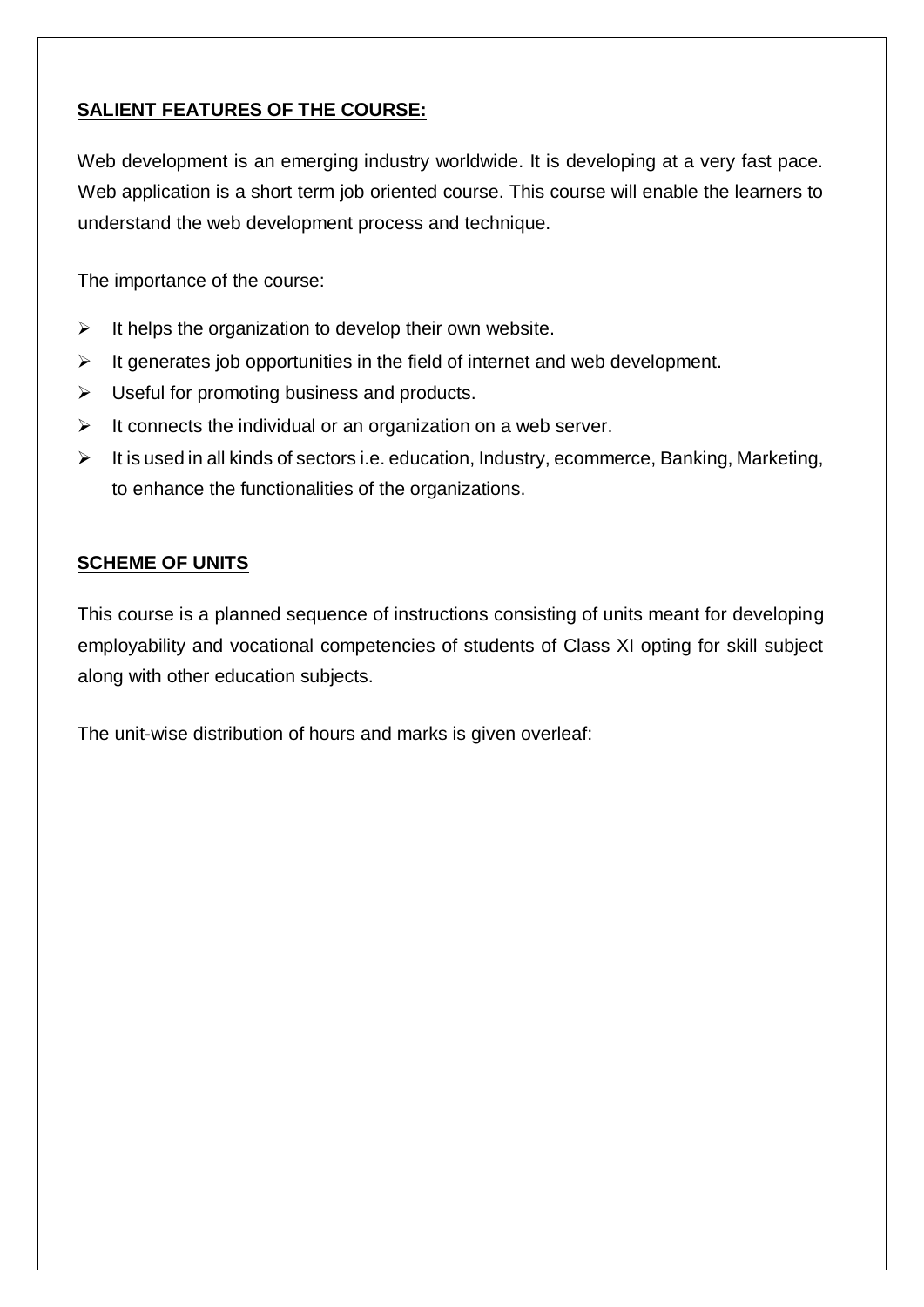## **SALIENT FEATURES OF THE COURSE:**

Web development is an emerging industry worldwide. It is developing at a very fast pace. Web application is a short term job oriented course. This course will enable the learners to understand the web development process and technique.

The importance of the course:

- It helps the organization to develop their own website.
- It generates job opportunities in the field of internet and web development.
- Useful for promoting business and products.
- It connects the individual or an organization on a web server.
- It is used in all kinds of sectors i.e. education, Industry, ecommerce, Banking, Marketing, to enhance the functionalities of the organizations.

## **SCHEME OF UNITS**

This course is a planned sequence of instructions consisting of units meant for developing employability and vocational competencies of students of Class XI opting for skill subject along with other education subjects.

The unit-wise distribution of hours and marks is given overleaf: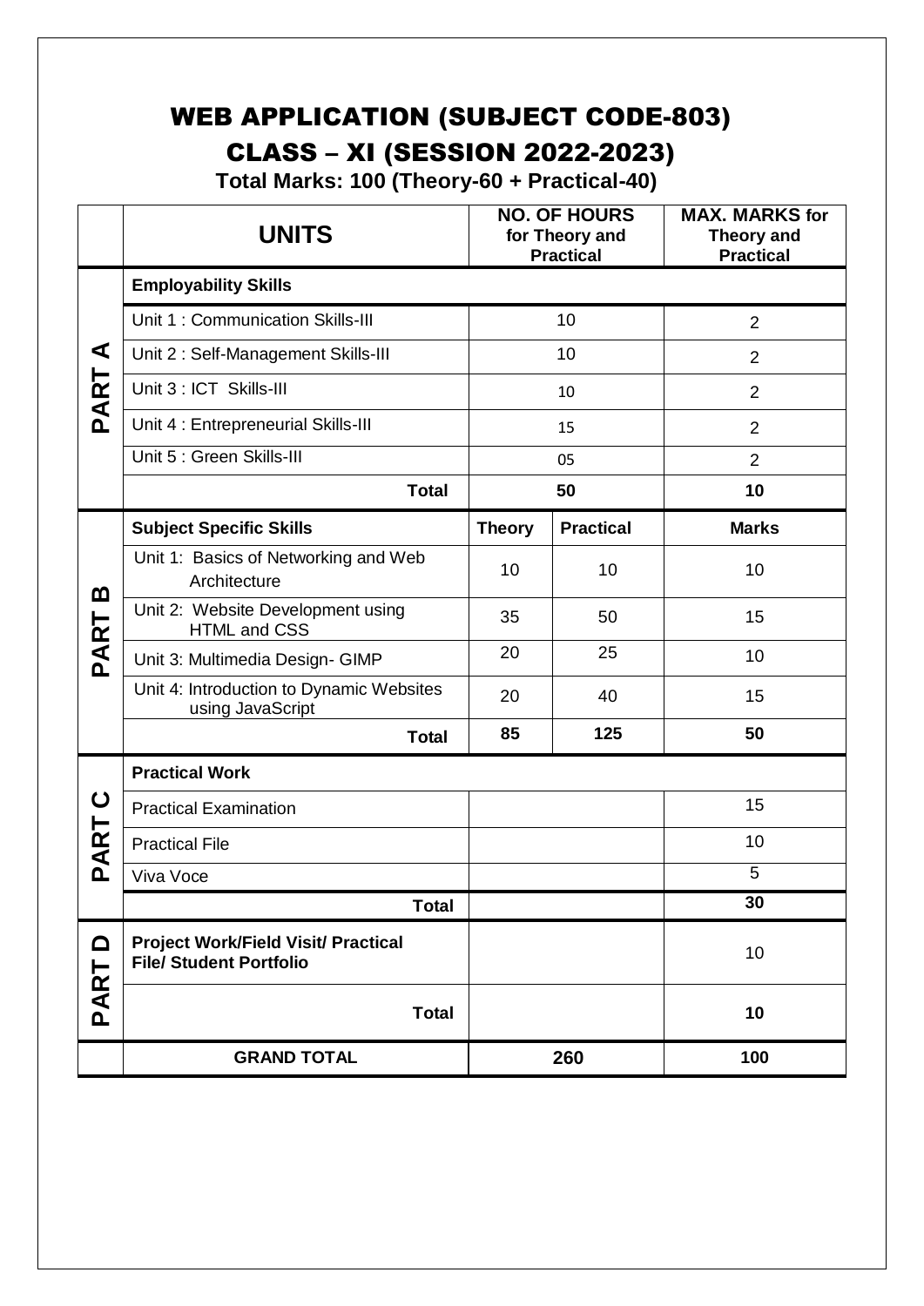# WEB APPLICATION (SUBJECT CODE-803)

## CLASS – XI (SESSION 2022-2023)

**Total Marks: 100 (Theory-60 + Practical-40)**

| | UNITS | NO. OF HOURS for Theory and Practical | | MAX. MARKS for Theory and Practical |
|---|---|---|---|---|
| PART A | **Employability Skills** | | | |
| | Unit 1 : Communication Skills-III | 10 | | 2 |
| | Unit 2 : Self-Management Skills-III | 10 | | 2 |
| | Unit 3 : ICT Skills-III | 10 | | 2 |
| | Unit 4 : Entrepreneurial Skills-III | 15 | | 2 |
| | Unit 5 : Green Skills-III | 05 | | 2 |
| | **Total** | **50** | | **10** |
| PART B | **Subject Specific Skills** | **Theory** | **Practical** | **Marks** |
| | Unit 1: Basics of Networking and Web Architecture | 10 | 10 | 10 |
| | Unit 2: Website Development using HTML and CSS | 35 | 50 | 15 |
| | Unit 3: Multimedia Design- GIMP | 20 | 25 | 10 |
| | Unit 4: Introduction to Dynamic Websites using JavaScript | 20 | 40 | 15 |
| | **Total** | **85** | **125** | **50** |
| PART C | **Practical Work** | | | |
| | Practical Examination | | | 15 |
| | Practical File | | | 10 |
| | Viva Voce | | | 5 |
| | **Total** | | | **30** |
| PART D | **Project Work/Field Visit/ Practical File/ Student Portfolio** | | | 10 |
| | **Total** | | | **10** |
| | **GRAND TOTAL** | **260** | | **100** |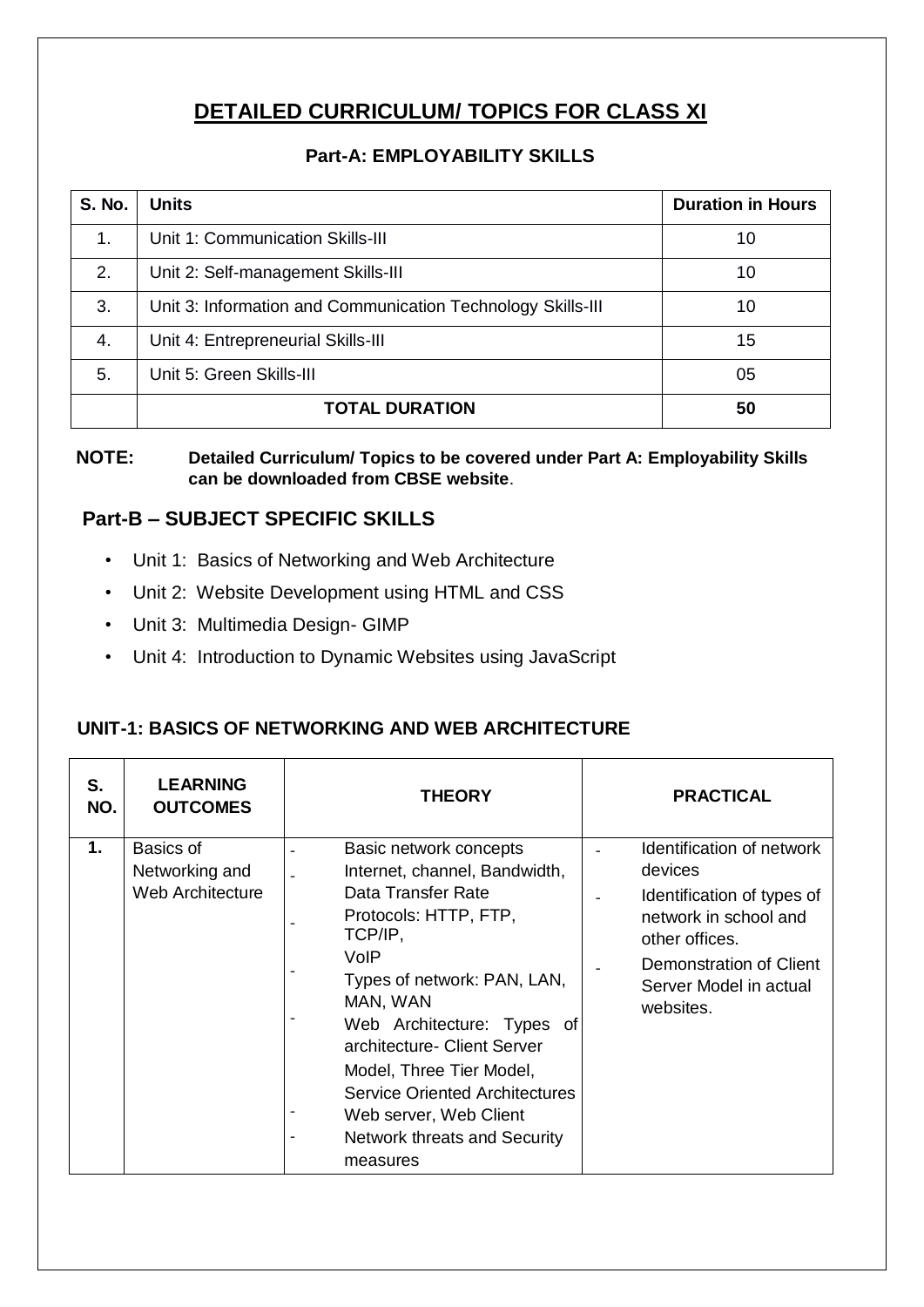# DETAILED CURRICULUM/ TOPICS FOR CLASS XI

### Part-A: EMPLOYABILITY SKILLS

| S. No. | Units | Duration in Hours |
|---|---|---|
| 1. | Unit 1: Communication Skills-III | 10 |
| 2. | Unit 2: Self-management Skills-III | 10 |
| 3. | Unit 3: Information and Communication Technology Skills-III | 10 |
| 4. | Unit 4: Entrepreneurial Skills-III | 15 |
| 5. | Unit 5: Green Skills-III | 05 |
| | **TOTAL DURATION** | **50** |

**NOTE: Detailed Curriculum/ Topics to be covered under Part A: Employability Skills can be downloaded from CBSE website**.

## Part-B – SUBJECT SPECIFIC SKILLS

- Unit 1: Basics of Networking and Web Architecture
- Unit 2: Website Development using HTML and CSS
- Unit 3: Multimedia Design- GIMP
- Unit 4: Introduction to Dynamic Websites using JavaScript

### UNIT-1: BASICS OF NETWORKING AND WEB ARCHITECTURE

| S. NO. | LEARNING OUTCOMES | THEORY | PRACTICAL |
|---|---|---|---|
| **1.** | Basics of Networking and Web Architecture | - Basic network concepts<br>- Internet, channel, Bandwidth, Data Transfer Rate<br>- Protocols: HTTP, FTP, TCP/IP, VoIP<br>- Types of network: PAN, LAN, MAN, WAN<br>- Web Architecture: Types of architecture- Client Server Model, Three Tier Model, Service Oriented Architectures<br>- Web server, Web Client<br>- Network threats and Security measures | - Identification of network devices<br>- Identification of types of network in school and other offices.<br>- Demonstration of Client Server Model in actual websites. |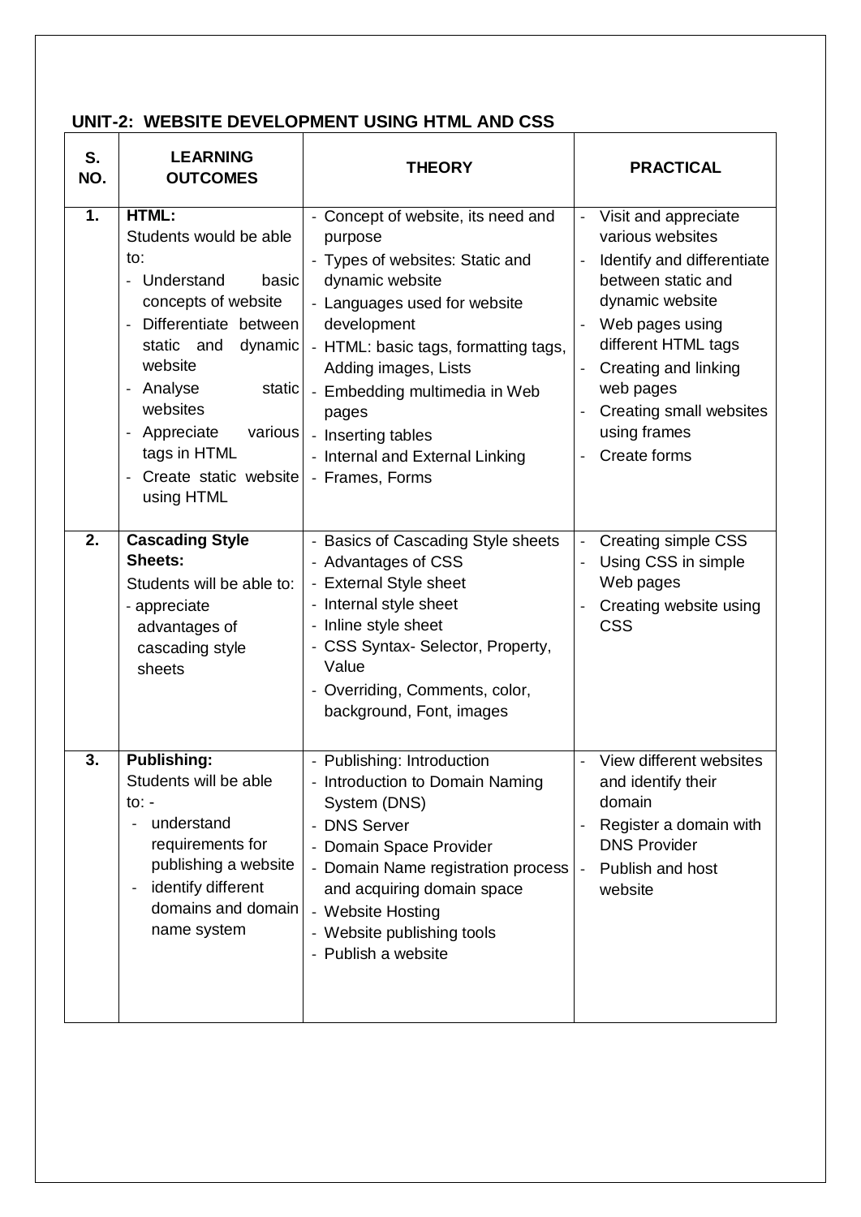## UNIT-2: WEBSITE DEVELOPMENT USING HTML AND CSS

| S. NO. | LEARNING OUTCOMES | THEORY | PRACTICAL |
|---|---|---|---|
| 1. | **HTML:**<br>Students would be able to:<br>- Understand basic concepts of website<br>- Differentiate between static and dynamic website<br>- Analyse static websites<br>- Appreciate various tags in HTML<br>- Create static website using HTML | - Concept of website, its need and purpose<br>- Types of websites: Static and dynamic website<br>- Languages used for website development<br>- HTML: basic tags, formatting tags, Adding images, Lists<br>- Embedding multimedia in Web pages<br>- Inserting tables<br>- Internal and External Linking<br>- Frames, Forms | - Visit and appreciate various websites<br>- Identify and differentiate between static and dynamic website<br>- Web pages using different HTML tags<br>- Creating and linking web pages<br>- Creating small websites using frames<br>- Create forms |
| 2. | **Cascading Style Sheets:**<br>Students will be able to:<br>- appreciate advantages of cascading style sheets | - Basics of Cascading Style sheets<br>- Advantages of CSS<br>- External Style sheet<br>- Internal style sheet<br>- Inline style sheet<br>- CSS Syntax- Selector, Property, Value<br>- Overriding, Comments, color, background, Font, images | - Creating simple CSS<br>- Using CSS in simple Web pages<br>- Creating website using CSS |
| 3. | **Publishing:**<br>Students will be able to: -<br>- understand requirements for publishing a website<br>- identify different domains and domain name system | - Publishing: Introduction<br>- Introduction to Domain Naming System (DNS)<br>- DNS Server<br>- Domain Space Provider<br>- Domain Name registration process and acquiring domain space<br>- Website Hosting<br>- Website publishing tools<br>- Publish a website | - View different websites and identify their domain<br>- Register a domain with DNS Provider<br>- Publish and host website |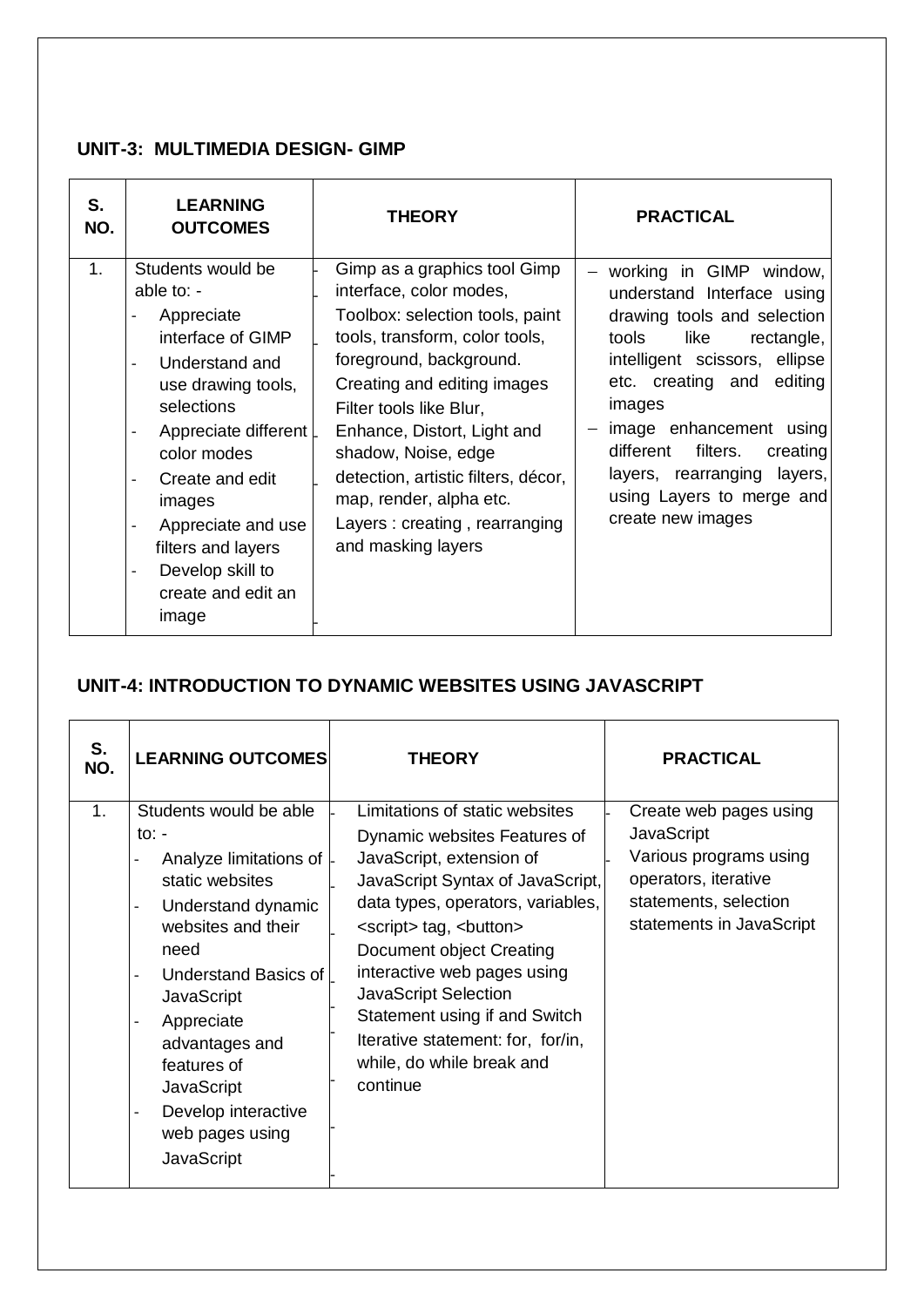## UNIT-3: MULTIMEDIA DESIGN- GIMP

| S. NO. | LEARNING OUTCOMES | THEORY | PRACTICAL |
|---|---|---|---|
| 1. | Students would be able to: -<br>- Appreciate interface of GIMP<br>- Understand and use drawing tools, selections<br>- Appreciate different color modes<br>- Create and edit images<br>- Appreciate and use filters and layers<br>- Develop skill to create and edit an image | - Gimp as a graphics tool Gimp interface, color modes,<br>- Toolbox: selection tools, paint tools, transform, color tools, foreground, background.<br>- Creating and editing images<br>- Filter tools like Blur, Enhance, Distort, Light and shadow, Noise, edge detection, artistic filters, décor, map, render, alpha etc.<br>- Layers : creating , rearranging and masking layers | – working in GIMP window, understand Interface using drawing tools and selection tools like rectangle, intelligent scissors, ellipse etc. creating and editing images<br>– image enhancement using different filters. creating layers, rearranging layers, using Layers to merge and create new images |

## UNIT-4: INTRODUCTION TO DYNAMIC WEBSITES USING JAVASCRIPT

| S. NO. | LEARNING OUTCOMES | THEORY | PRACTICAL |
|---|---|---|---|
| 1. | Students would be able to: -<br>- Analyze limitations of static websites<br>- Understand dynamic websites and their need<br>- Understand Basics of JavaScript<br>- Appreciate advantages and features of JavaScript<br>- Develop interactive web pages using JavaScript | - Limitations of static websites<br>- Dynamic websites Features of JavaScript, extension of JavaScript Syntax of JavaScript,<br>- data types, operators, variables, <script> tag, <button><br>- Document object Creating interactive web pages using JavaScript Selection<br>- Statement using if and Switch<br>- Iterative statement: for, for/in, while, do while break and continue | - Create web pages using JavaScript<br>- Various programs using operators, iterative statements, selection statements in JavaScript |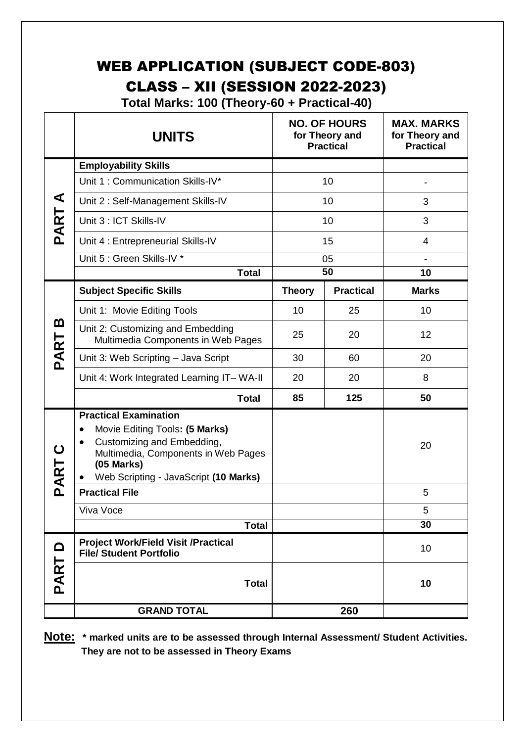# WEB APPLICATION (SUBJECT CODE-803)

## CLASS – XII (SESSION 2022-2023)

**Total Marks: 100 (Theory-60 + Practical-40)**

| | **UNITS** | **NO. OF HOURS for Theory and Practical** | | **MAX. MARKS for Theory and Practical** |
|---|---|---|---|---|
| **PART A** | **Employability Skills** | | | |
| | Unit 1 : Communication Skills-IV* | 10 | | - |
| | Unit 2 : Self-Management Skills-IV | 10 | | 3 |
| | Unit 3 : ICT Skills-IV | 10 | | 3 |
| | Unit 4 : Entrepreneurial Skills-IV | 15 | | 4 |
| | Unit 5 : Green Skills-IV * | 05 | | - |
| | **Total** | **50** | | **10** |
| **PART B** | **Subject Specific Skills** | **Theory** | **Practical** | **Marks** |
| | Unit 1: Movie Editing Tools | 10 | 25 | 10 |
| | Unit 2: Customizing and Embedding Multimedia Components in Web Pages | 25 | 20 | 12 |
| | Unit 3: Web Scripting – Java Script | 30 | 60 | 20 |
| | Unit 4: Work Integrated Learning IT– WA-II | 20 | 20 | 8 |
| | **Total** | **85** | **125** | **50** |
| **PART C** | **Practical Examination**<br>• Movie Editing Tools**: (5 Marks)**<br>• Customizing and Embedding, Multimedia, Components in Web Pages **(05 Marks)**<br>• Web Scripting - JavaScript **(10 Marks)** | | | 20 |
| | **Practical File** | | | 5 |
| | Viva Voce | | | 5 |
| | **Total** | | | **30** |
| **PART D** | **Project Work/Field Visit /Practical File/ Student Portfolio** | | | 10 |
| | **Total** | | | **10** |
| | **GRAND TOTAL** | **260** | | |

**Note:** **\* marked units are to be assessed through Internal Assessment/ Student Activities. They are not to be assessed in Theory Exams**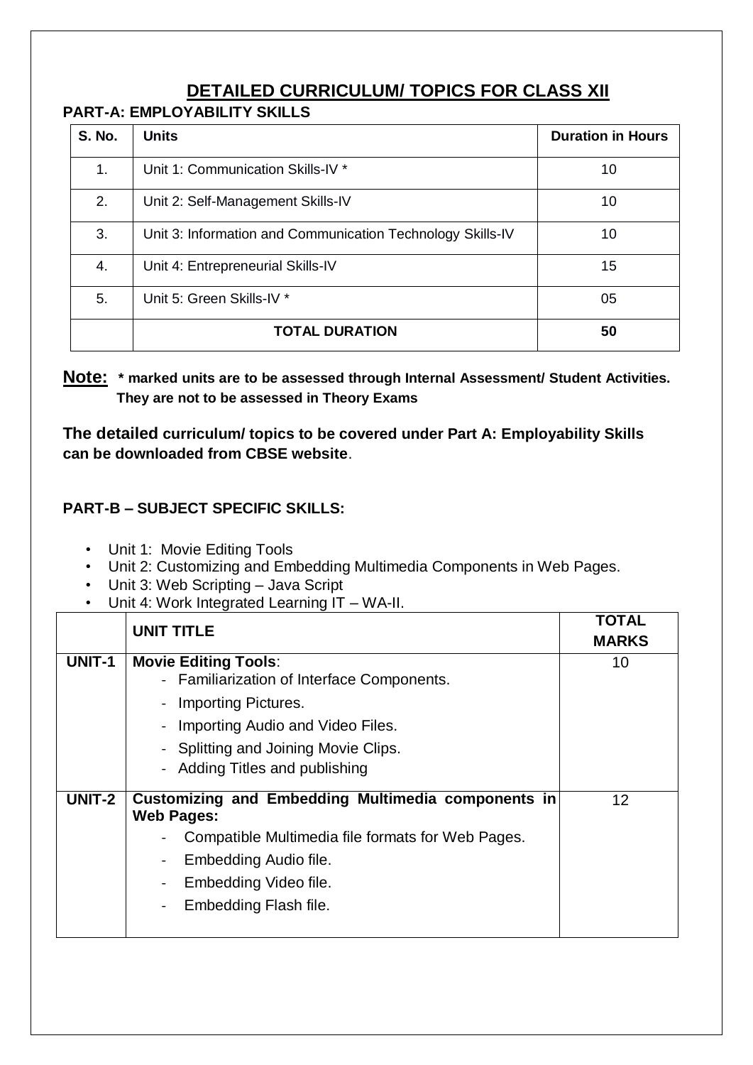# DETAILED CURRICULUM/ TOPICS FOR CLASS XII

**PART-A: EMPLOYABILITY SKILLS**

| S. No. | Units | Duration in Hours |
|---|---|---|
| 1. | Unit 1: Communication Skills-IV * | 10 |
| 2. | Unit 2: Self-Management Skills-IV | 10 |
| 3. | Unit 3: Information and Communication Technology Skills-IV | 10 |
| 4. | Unit 4: Entrepreneurial Skills-IV | 15 |
| 5. | Unit 5: Green Skills-IV * | 05 |
| | **TOTAL DURATION** | **50** |

**Note: * marked units are to be assessed through Internal Assessment/ Student Activities. They are not to be assessed in Theory Exams**

**The detailed curriculum/ topics to be covered under Part A: Employability Skills can be downloaded from CBSE website**.

**PART-B – SUBJECT SPECIFIC SKILLS:**

- Unit 1: Movie Editing Tools
- Unit 2: Customizing and Embedding Multimedia Components in Web Pages.
- Unit 3: Web Scripting – Java Script
- Unit 4: Work Integrated Learning IT – WA-II.

| | UNIT TITLE | TOTAL MARKS |
|---|---|---|
| **UNIT-1** | **Movie Editing Tools**:<br>- Familiarization of Interface Components.<br>- Importing Pictures.<br>- Importing Audio and Video Files.<br>- Splitting and Joining Movie Clips.<br>- Adding Titles and publishing | 10 |
| **UNIT-2** | **Customizing and Embedding Multimedia components in Web Pages:**<br>- Compatible Multimedia file formats for Web Pages.<br>- Embedding Audio file.<br>- Embedding Video file.<br>- Embedding Flash file. | 12 |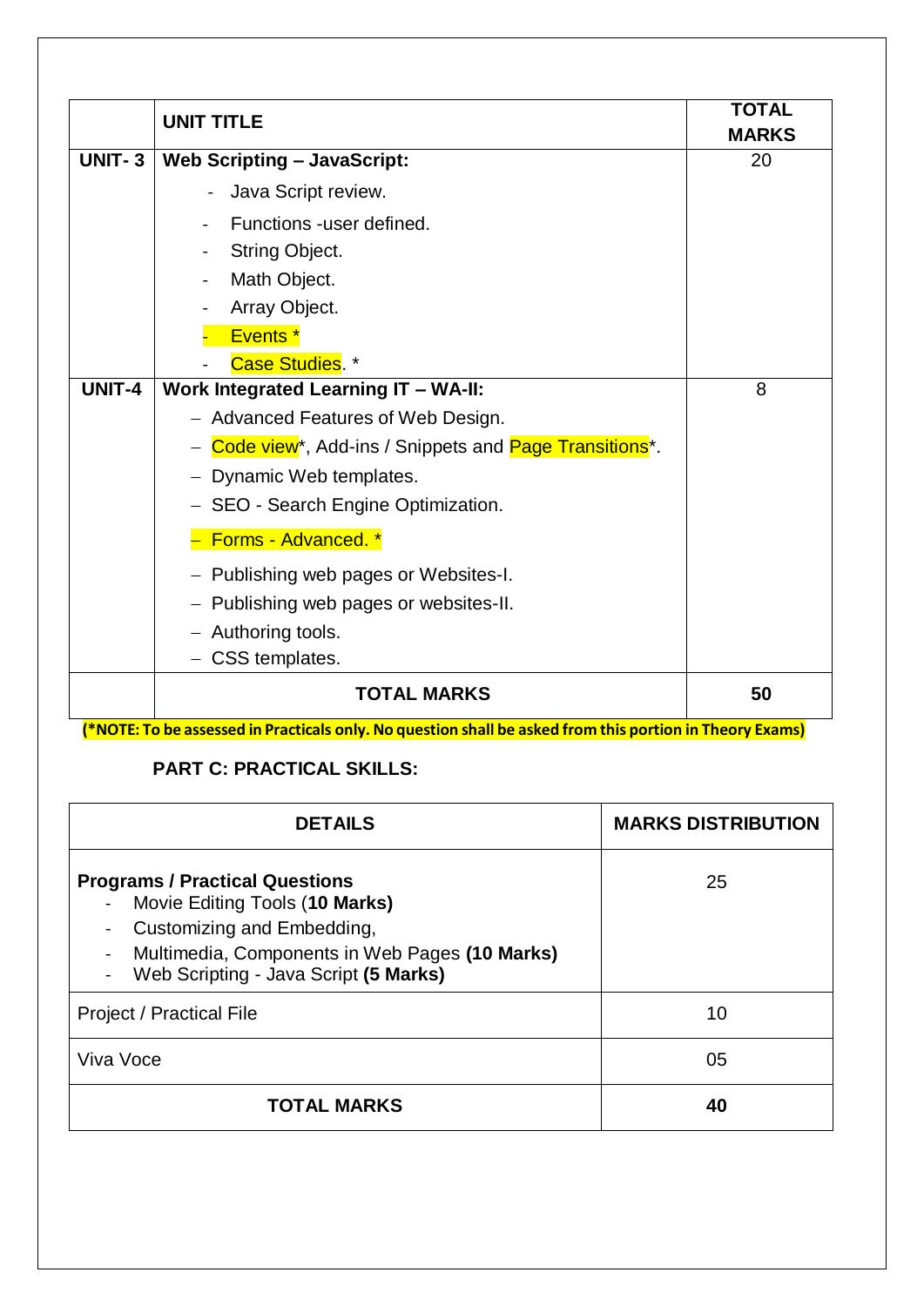|  | UNIT TITLE | TOTAL MARKS |
|---|---|---|
| UNIT- 3 | **Web Scripting – JavaScript:**<br>- Java Script review.<br>- Functions -user defined.<br>- String Object.<br>- Math Object.<br>- Array Object.<br>- Events *<br>- Case Studies. * | 20 |
| UNIT-4 | **Work Integrated Learning IT – WA-II:**<br>– Advanced Features of Web Design.<br>– Code view*, Add-ins / Snippets and Page Transitions*.<br>– Dynamic Web templates.<br>– SEO - Search Engine Optimization.<br>– Forms - Advanced. *<br>– Publishing web pages or Websites-I.<br>– Publishing web pages or websites-II.<br>– Authoring tools.<br>– CSS templates. | 8 |
|  | **TOTAL MARKS** | **50** |

**(*NOTE: To be assessed in Practicals only. No question shall be asked from this portion in Theory Exams)**

### PART C: PRACTICAL SKILLS:

| DETAILS | MARKS DISTRIBUTION |
|---|---|
| **Programs / Practical Questions**<br>- Movie Editing Tools (**10 Marks)**<br>- Customizing and Embedding,<br>- Multimedia, Components in Web Pages **(10 Marks)**<br>- Web Scripting - Java Script **(5 Marks)** | 25 |
| Project / Practical File | 10 |
| Viva Voce | 05 |
| **TOTAL MARKS** | **40** |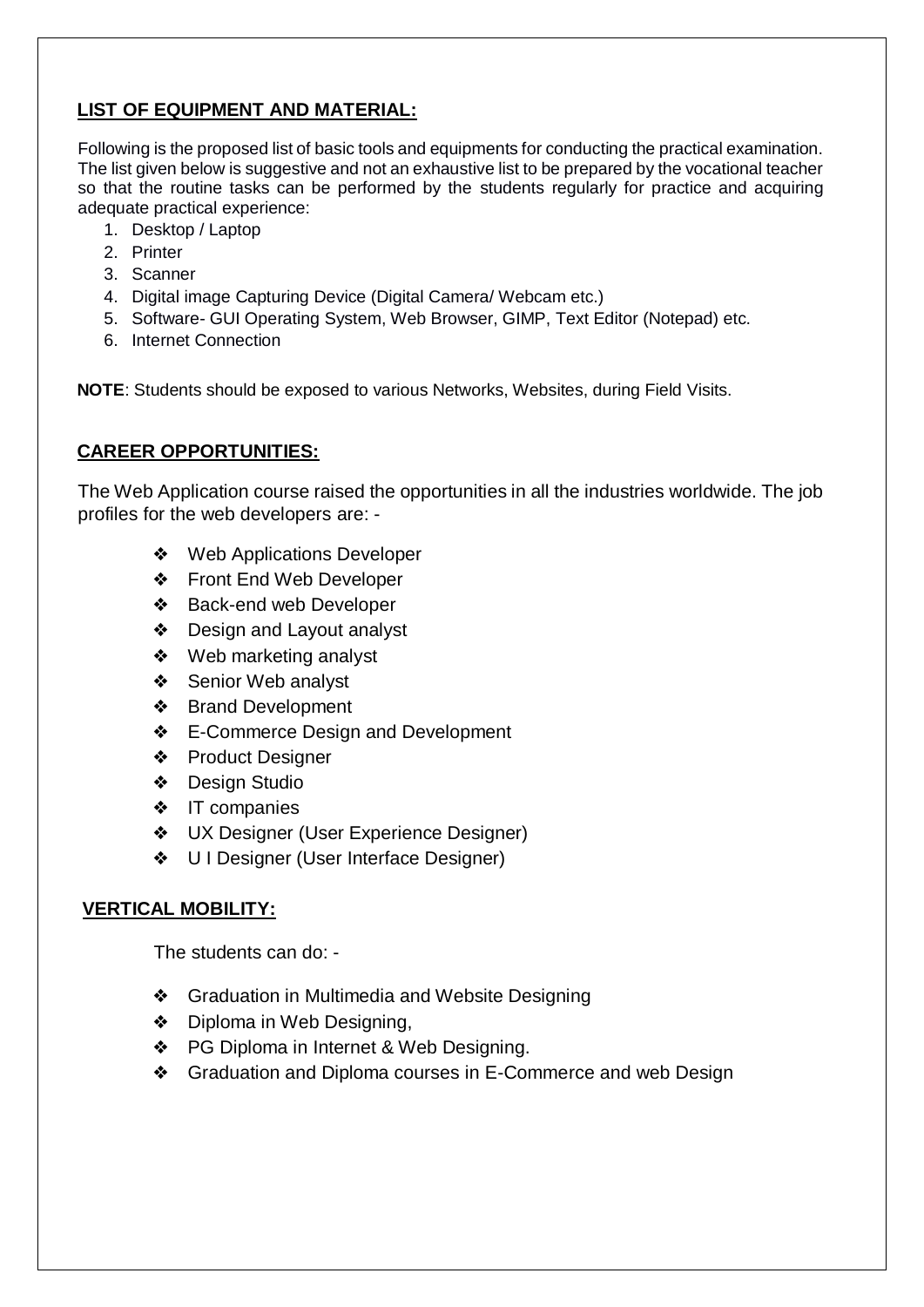## LIST OF EQUIPMENT AND MATERIAL:

Following is the proposed list of basic tools and equipments for conducting the practical examination. The list given below is suggestive and not an exhaustive list to be prepared by the vocational teacher so that the routine tasks can be performed by the students regularly for practice and acquiring adequate practical experience:

1. Desktop / Laptop
2. Printer
3. Scanner
4. Digital image Capturing Device (Digital Camera/ Webcam etc.)
5. Software- GUI Operating System, Web Browser, GIMP, Text Editor (Notepad) etc.
6. Internet Connection

**NOTE**: Students should be exposed to various Networks, Websites, during Field Visits.

## CAREER OPPORTUNITIES:

The Web Application course raised the opportunities in all the industries worldwide. The job profiles for the web developers are: -

- Web Applications Developer
- Front End Web Developer
- Back-end web Developer
- Design and Layout analyst
- Web marketing analyst
- Senior Web analyst
- Brand Development
- E-Commerce Design and Development
- Product Designer
- Design Studio
- IT companies
- UX Designer (User Experience Designer)
- U I Designer (User Interface Designer)

## VERTICAL MOBILITY:

The students can do: -

- Graduation in Multimedia and Website Designing
- Diploma in Web Designing,
- PG Diploma in Internet & Web Designing.
- Graduation and Diploma courses in E-Commerce and web Design